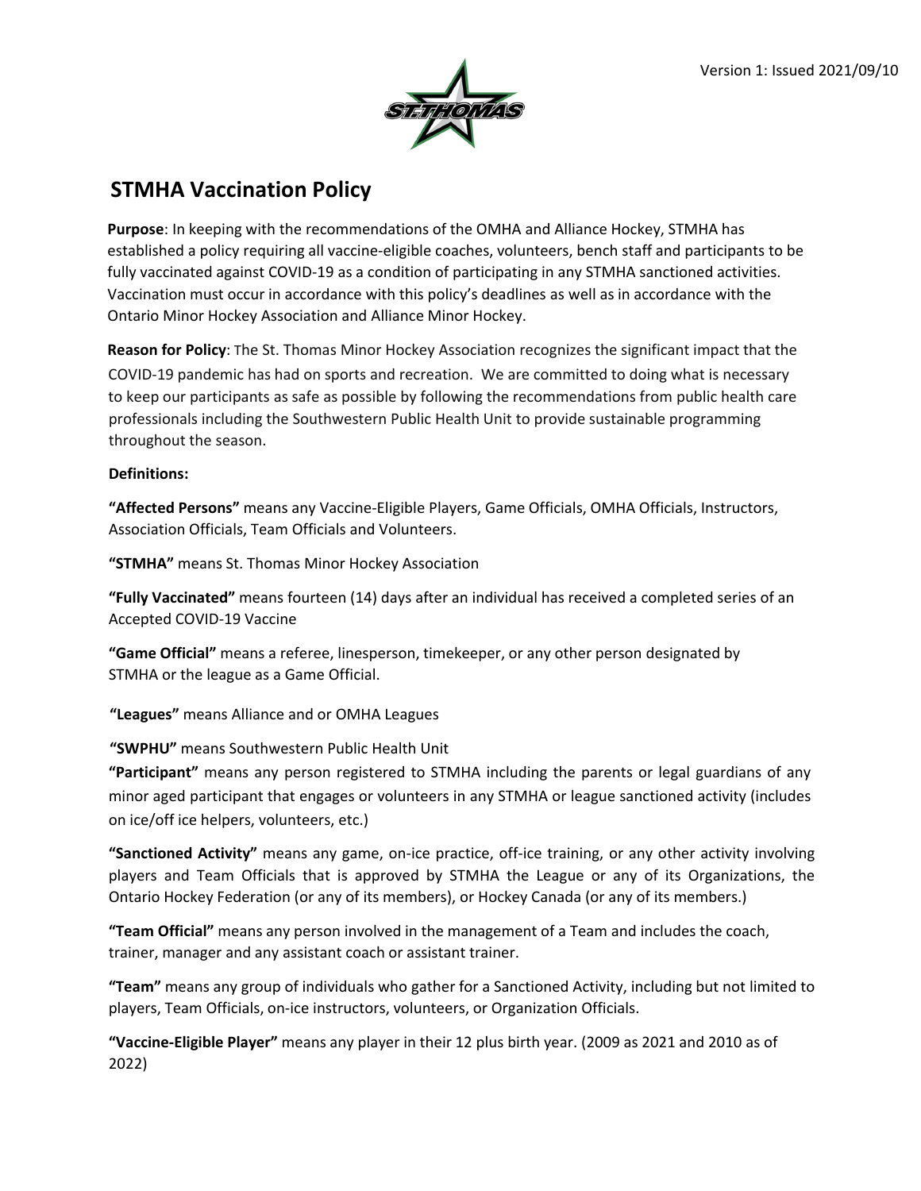Version 1: Issued 2021/09/10

# STMHA Vaccination Policy

**Purpose**: In keeping with the recommendations of the OMHA and Alliance Hockey, STMHA has established a policy requiring all vaccine-eligible coaches, volunteers, bench staff and participants to be fully vaccinated against COVID-19 as a condition of participating in any STMHA sanctioned activities. Vaccination must occur in accordance with this policy's deadlines as well as in accordance with the Ontario Minor Hockey Association and Alliance Minor Hockey.

**Reason for Policy**: The St. Thomas Minor Hockey Association recognizes the significant impact that the COVID-19 pandemic has had on sports and recreation. We are committed to doing what is necessary to keep our participants as safe as possible by following the recommendations from public health care professionals including the Southwestern Public Health Unit to provide sustainable programming throughout the season.

**Definitions:**

**"Affected Persons"** means any Vaccine-Eligible Players, Game Officials, OMHA Officials, Instructors, Association Officials, Team Officials and Volunteers.

**"STMHA"** means St. Thomas Minor Hockey Association

**"Fully Vaccinated"** means fourteen (14) days after an individual has received a completed series of an Accepted COVID-19 Vaccine

**"Game Official"** means a referee, linesperson, timekeeper, or any other person designated by STMHA or the league as a Game Official.

**"Leagues"** means Alliance and or OMHA Leagues

**"SWPHU"** means Southwestern Public Health Unit

**"Participant"** means any person registered to STMHA including the parents or legal guardians of any minor aged participant that engages or volunteers in any STMHA or league sanctioned activity (includes on ice/off ice helpers, volunteers, etc.)

**"Sanctioned Activity"** means any game, on-ice practice, off-ice training, or any other activity involving players and Team Officials that is approved by STMHA the League or any of its Organizations, the Ontario Hockey Federation (or any of its members), or Hockey Canada (or any of its members.)

**"Team Official"** means any person involved in the management of a Team and includes the coach, trainer, manager and any assistant coach or assistant trainer.

**"Team"** means any group of individuals who gather for a Sanctioned Activity, including but not limited to players, Team Officials, on-ice instructors, volunteers, or Organization Officials.

**"Vaccine-Eligible Player"** means any player in their 12 plus birth year. (2009 as 2021 and 2010 as of 2022)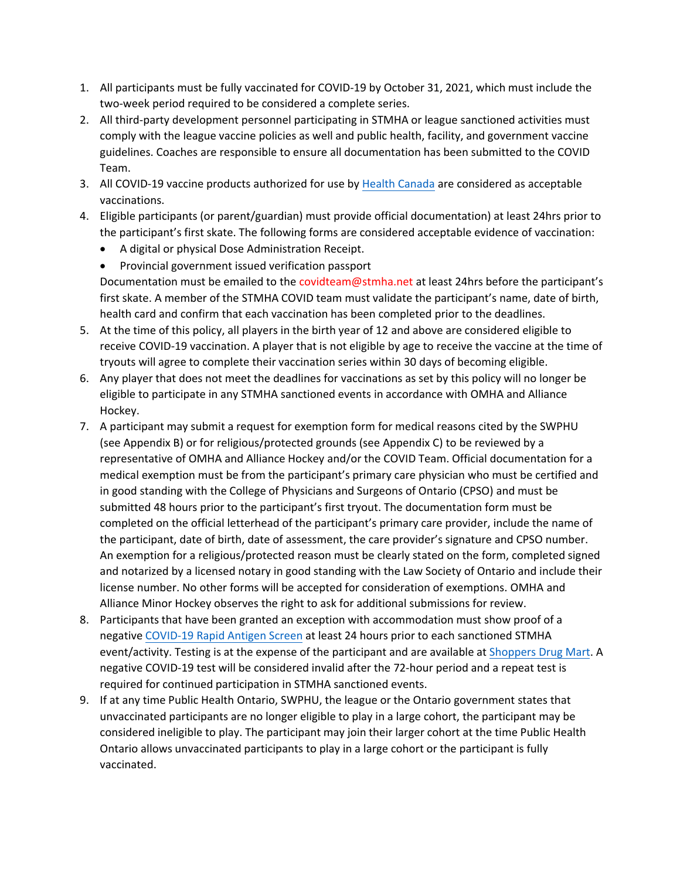1. All participants must be fully vaccinated for COVID-19 by October 31, 2021, which must include the two-week period required to be considered a complete series.
2. All third-party development personnel participating in STMHA or league sanctioned activities must comply with the league vaccine policies as well and public health, facility, and government vaccine guidelines. Coaches are responsible to ensure all documentation has been submitted to the COVID Team.
3. All COVID-19 vaccine products authorized for use by Health Canada are considered as acceptable vaccinations.
4. Eligible participants (or parent/guardian) must provide official documentation) at least 24hrs prior to the participant's first skate. The following forms are considered acceptable evidence of vaccination:
   - A digital or physical Dose Administration Receipt.
   - Provincial government issued verification passport

   Documentation must be emailed to the covidteam@stmha.net at least 24hrs before the participant's first skate. A member of the STMHA COVID team must validate the participant's name, date of birth, health card and confirm that each vaccination has been completed prior to the deadlines.
5. At the time of this policy, all players in the birth year of 12 and above are considered eligible to receive COVID-19 vaccination. A player that is not eligible by age to receive the vaccine at the time of tryouts will agree to complete their vaccination series within 30 days of becoming eligible.
6. Any player that does not meet the deadlines for vaccinations as set by this policy will no longer be eligible to participate in any STMHA sanctioned events in accordance with OMHA and Alliance Hockey.
7. A participant may submit a request for exemption form for medical reasons cited by the SWPHU (see Appendix B) or for religious/protected grounds (see Appendix C) to be reviewed by a representative of OMHA and Alliance Hockey and/or the COVID Team. Official documentation for a medical exemption must be from the participant's primary care physician who must be certified and in good standing with the College of Physicians and Surgeons of Ontario (CPSO) and must be submitted 48 hours prior to the participant's first tryout. The documentation form must be completed on the official letterhead of the participant's primary care provider, include the name of the participant, date of birth, date of assessment, the care provider's signature and CPSO number. An exemption for a religious/protected reason must be clearly stated on the form, completed signed and notarized by a licensed notary in good standing with the Law Society of Ontario and include their license number. No other forms will be accepted for consideration of exemptions. OMHA and Alliance Minor Hockey observes the right to ask for additional submissions for review.
8. Participants that have been granted an exception with accommodation must show proof of a negative COVID-19 Rapid Antigen Screen at least 24 hours prior to each sanctioned STMHA event/activity. Testing is at the expense of the participant and are available at Shoppers Drug Mart. A negative COVID-19 test will be considered invalid after the 72-hour period and a repeat test is required for continued participation in STMHA sanctioned events.
9. If at any time Public Health Ontario, SWPHU, the league or the Ontario government states that unvaccinated participants are no longer eligible to play in a large cohort, the participant may be considered ineligible to play. The participant may join their larger cohort at the time Public Health Ontario allows unvaccinated participants to play in a large cohort or the participant is fully vaccinated.